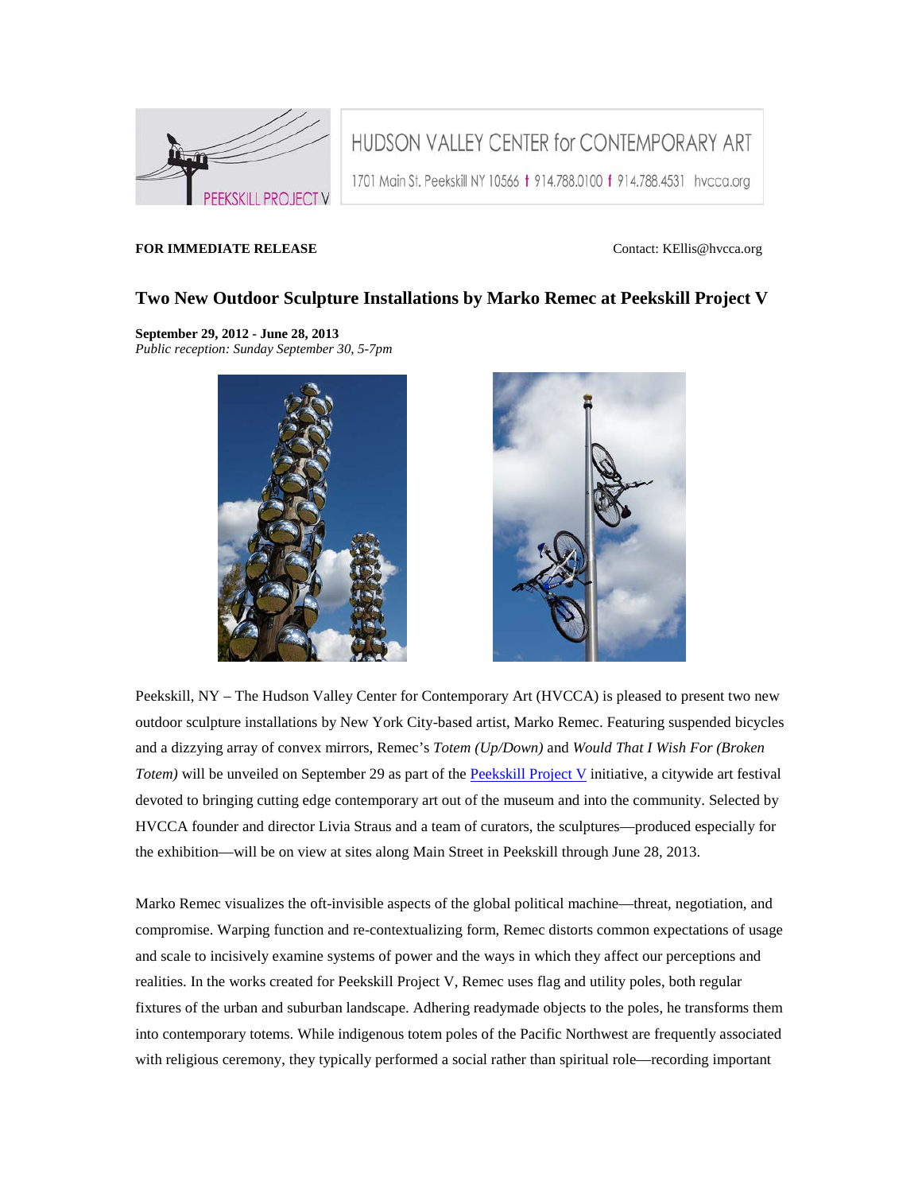HUDSON VALLEY CENTER for CONTEMPORARY ART

1701 Main St. Peekskill NY 10566 t 914.788.0100 f 914.788.4531 hvcca.org

PEEKSKILL PROJECT V

**FOR IMMEDIATE RELEASE**

Contact: KEllis@hvcca.org

## Two New Outdoor Sculpture Installations by Marko Remec at Peekskill Project V

**September 29, 2012 - June 28, 2013**
*Public reception: Sunday September 30, 5-7pm*

Peekskill, NY – The Hudson Valley Center for Contemporary Art (HVCCA) is pleased to present two new outdoor sculpture installations by New York City-based artist, Marko Remec. Featuring suspended bicycles and a dizzying array of convex mirrors, Remec's *Totem (Up/Down)* and *Would That I Wish For (Broken Totem)* will be unveiled on September 29 as part of the Peekskill Project V initiative, a citywide art festival devoted to bringing cutting edge contemporary art out of the museum and into the community. Selected by HVCCA founder and director Livia Straus and a team of curators, the sculptures—produced especially for the exhibition—will be on view at sites along Main Street in Peekskill through June 28, 2013.

Marko Remec visualizes the oft-invisible aspects of the global political machine—threat, negotiation, and compromise. Warping function and re-contextualizing form, Remec distorts common expectations of usage and scale to incisively examine systems of power and the ways in which they affect our perceptions and realities. In the works created for Peekskill Project V, Remec uses flag and utility poles, both regular fixtures of the urban and suburban landscape. Adhering readymade objects to the poles, he transforms them into contemporary totems. While indigenous totem poles of the Pacific Northwest are frequently associated with religious ceremony, they typically performed a social rather than spiritual role—recording important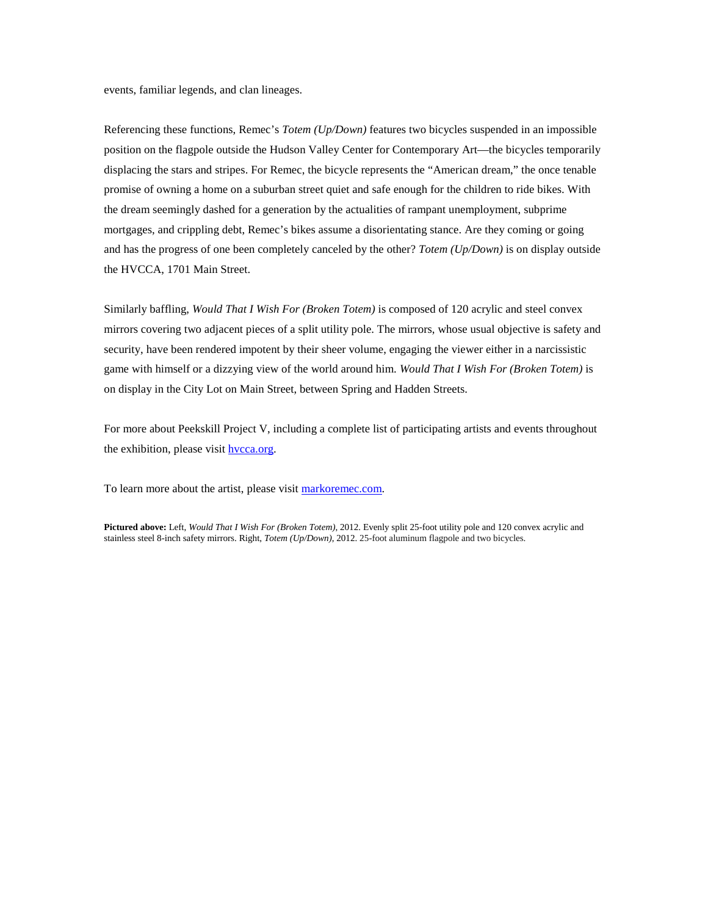events, familiar legends, and clan lineages.

Referencing these functions, Remec's *Totem (Up/Down)* features two bicycles suspended in an impossible position on the flagpole outside the Hudson Valley Center for Contemporary Art—the bicycles temporarily displacing the stars and stripes. For Remec, the bicycle represents the "American dream," the once tenable promise of owning a home on a suburban street quiet and safe enough for the children to ride bikes. With the dream seemingly dashed for a generation by the actualities of rampant unemployment, subprime mortgages, and crippling debt, Remec's bikes assume a disorientating stance. Are they coming or going and has the progress of one been completely canceled by the other? *Totem (Up/Down)* is on display outside the HVCCA, 1701 Main Street.

Similarly baffling, *Would That I Wish For (Broken Totem)* is composed of 120 acrylic and steel convex mirrors covering two adjacent pieces of a split utility pole. The mirrors, whose usual objective is safety and security, have been rendered impotent by their sheer volume, engaging the viewer either in a narcissistic game with himself or a dizzying view of the world around him. *Would That I Wish For (Broken Totem)* is on display in the City Lot on Main Street, between Spring and Hadden Streets.

For more about Peekskill Project V, including a complete list of participating artists and events throughout the exhibition, please visit [hvcca.org](http://hvcca.org).

To learn more about the artist, please visit [markoremec.com](http://markoremec.com).

**Pictured above:** Left, *Would That I Wish For (Broken Totem)*, 2012. Evenly split 25-foot utility pole and 120 convex acrylic and stainless steel 8-inch safety mirrors. Right, *Totem (Up/Down)*, 2012. 25-foot aluminum flagpole and two bicycles.